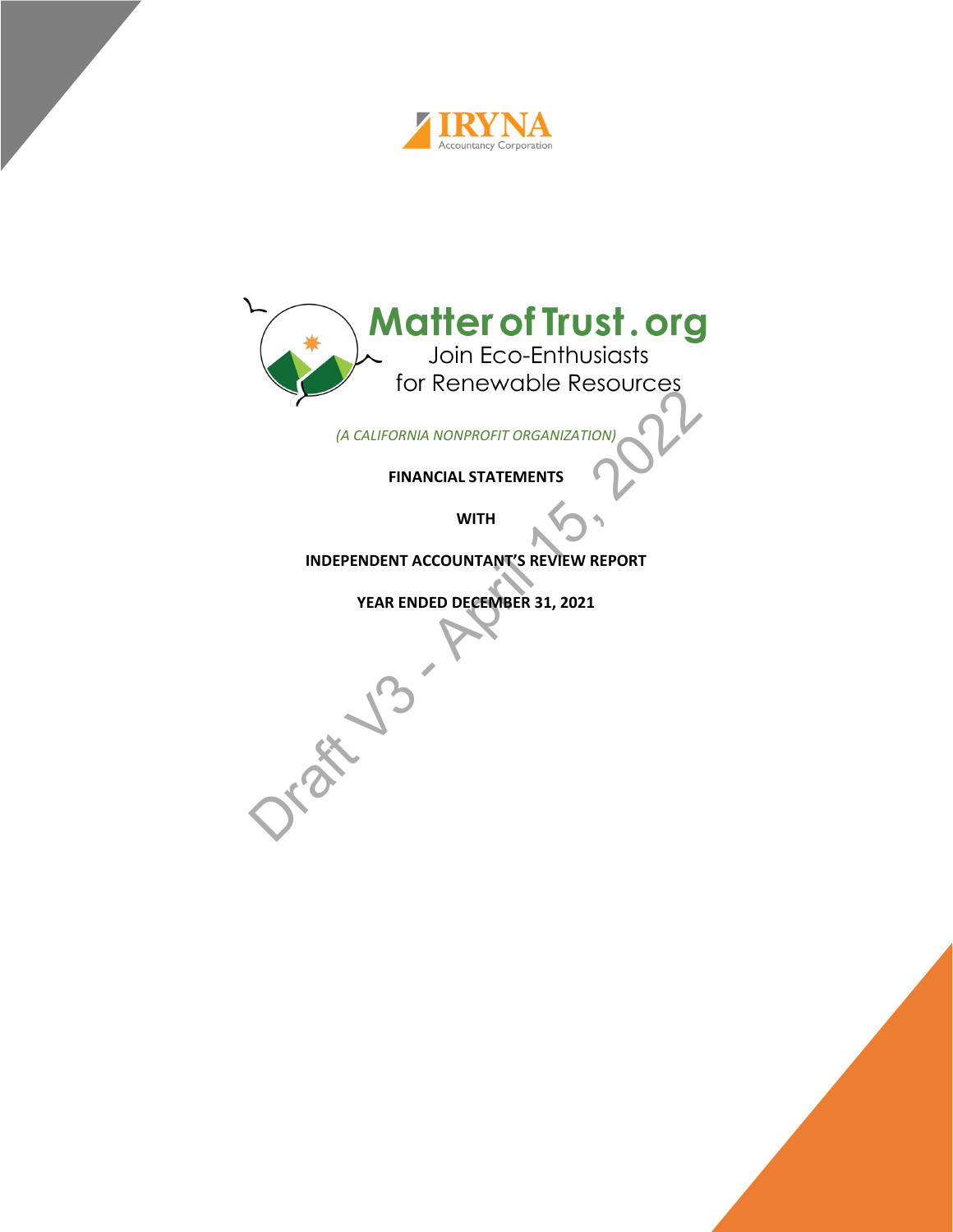IRYNA
Accountancy Corporation

# Matter of Trust.org

Join Eco-Enthusiasts for Renewable Resources

*(A CALIFORNIA NONPROFIT ORGANIZATION)*

**FINANCIAL STATEMENTS**

**WITH**

**INDEPENDENT ACCOUNTANT'S REVIEW REPORT**

**YEAR ENDED DECEMBER 31, 2021**

Draft V3 - April 15, 2022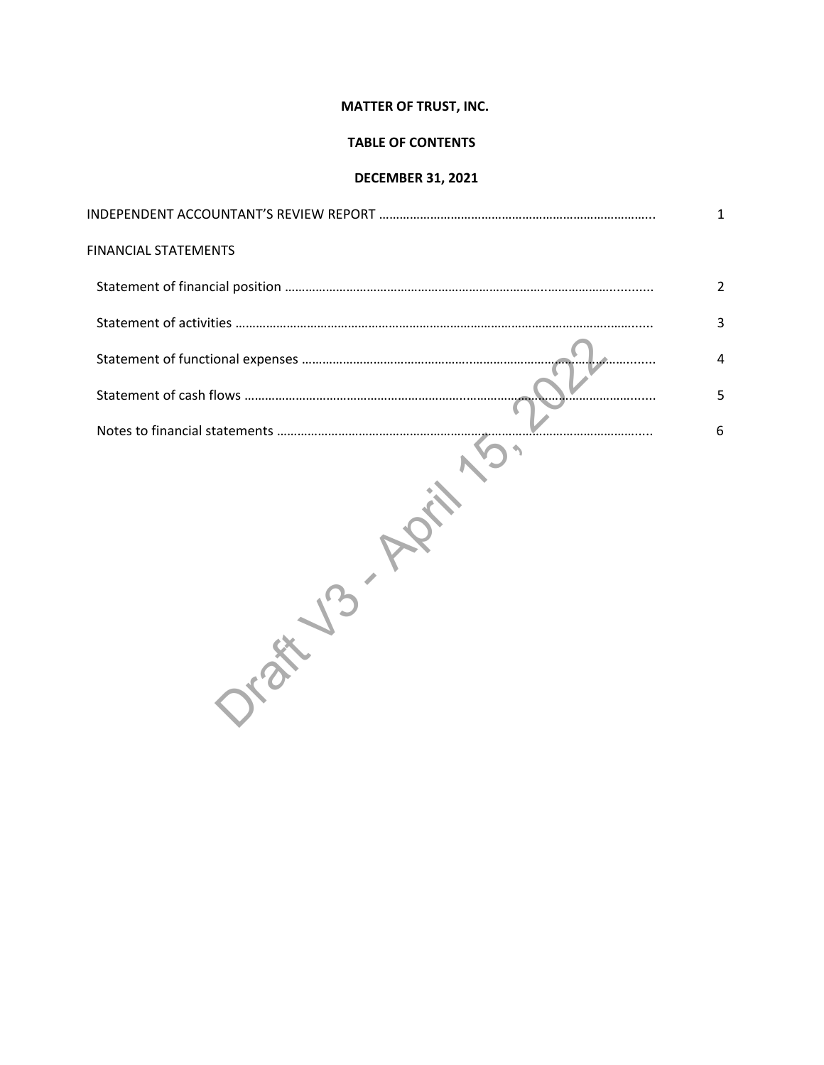**MATTER OF TRUST, INC.**

**TABLE OF CONTENTS**

**DECEMBER 31, 2021**

| | |
|---|---|
| INDEPENDENT ACCOUNTANT'S REVIEW REPORT | 1 |
| FINANCIAL STATEMENTS | |
| Statement of financial position | 2 |
| Statement of activities | 3 |
| Statement of functional expenses | 4 |
| Statement of cash flows | 5 |
| Notes to financial statements | 6 |

Draft V3 - April 15, 2022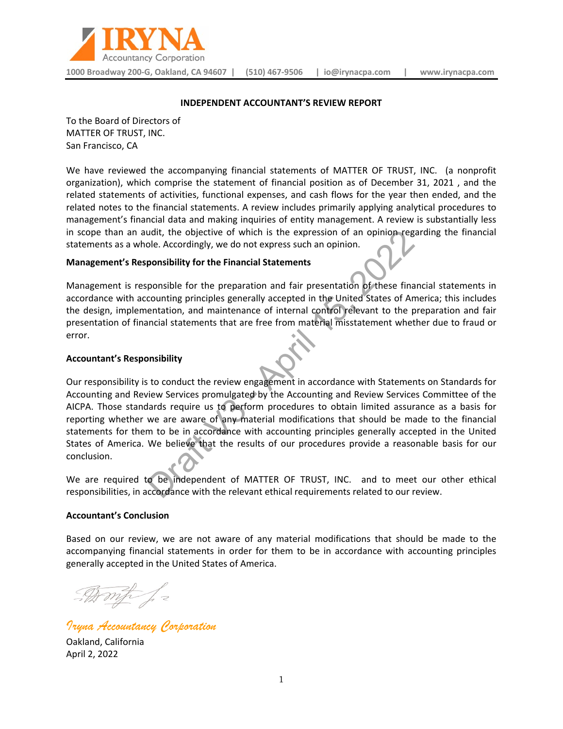IRYNA Accountancy Corporation

1000 Broadway 200-G, Oakland, CA 94607 | (510) 467-9506 | io@irynacpa.com | www.irynacpa.com

## INDEPENDENT ACCOUNTANT'S REVIEW REPORT

To the Board of Directors of
MATTER OF TRUST, INC.
San Francisco, CA

We have reviewed the accompanying financial statements of MATTER OF TRUST, INC. (a nonprofit organization), which comprise the statement of financial position as of December 31, 2021 , and the related statements of activities, functional expenses, and cash flows for the year then ended, and the related notes to the financial statements. A review includes primarily applying analytical procedures to management's financial data and making inquiries of entity management. A review is substantially less in scope than an audit, the objective of which is the expression of an opinion regarding the financial statements as a whole. Accordingly, we do not express such an opinion.

### Management's Responsibility for the Financial Statements

Management is responsible for the preparation and fair presentation of these financial statements in accordance with accounting principles generally accepted in the United States of America; this includes the design, implementation, and maintenance of internal control relevant to the preparation and fair presentation of financial statements that are free from material misstatement whether due to fraud or error.

### Accountant's Responsibility

Our responsibility is to conduct the review engagement in accordance with Statements on Standards for Accounting and Review Services promulgated by the Accounting and Review Services Committee of the AICPA. Those standards require us to perform procedures to obtain limited assurance as a basis for reporting whether we are aware of any material modifications that should be made to the financial statements for them to be in accordance with accounting principles generally accepted in the United States of America. We believe that the results of our procedures provide a reasonable basis for our conclusion.

We are required to be independent of MATTER OF TRUST, INC. and to meet our other ethical responsibilities, in accordance with the relevant ethical requirements related to our review.

### Accountant's Conclusion

Based on our review, we are not aware of any material modifications that should be made to the accompanying financial statements in order for them to be in accordance with accounting principles generally accepted in the United States of America.

*Iryna Accountancy Corporation*

Oakland, California
April 2, 2022

Draft V3 - April 15, 2022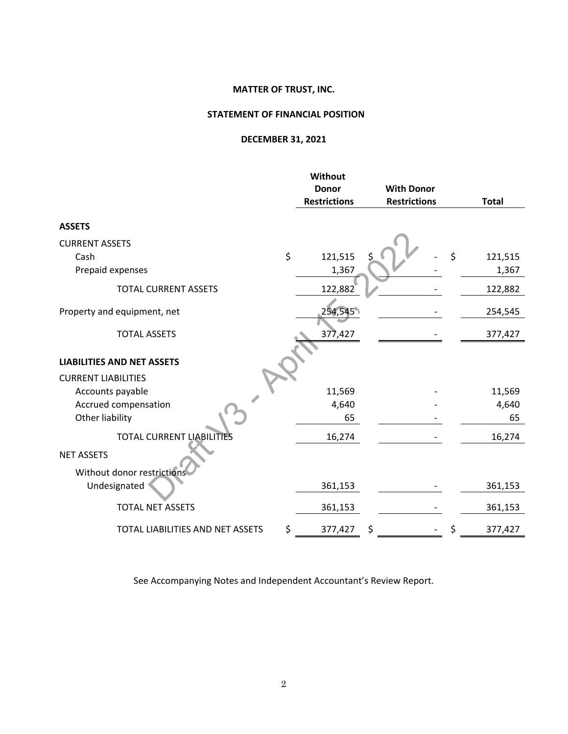**MATTER OF TRUST, INC.**

**STATEMENT OF FINANCIAL POSITION**

**DECEMBER 31, 2021**

| | Without Donor Restrictions | With Donor Restrictions | Total |
|---|---|---|---|
| **ASSETS** | | | |
| CURRENT ASSETS | | | |
| Cash | $ 121,515 | $ - | $ 121,515 |
| Prepaid expenses | 1,367 | - | 1,367 |
| TOTAL CURRENT ASSETS | 122,882 | - | 122,882 |
| Property and equipment, net | 254,545 | - | 254,545 |
| TOTAL ASSETS | 377,427 | - | 377,427 |
| **LIABILITIES AND NET ASSETS** | | | |
| CURRENT LIABILITIES | | | |
| Accounts payable | 11,569 | - | 11,569 |
| Accrued compensation | 4,640 | - | 4,640 |
| Other liability | 65 | - | 65 |
| TOTAL CURRENT LIABILITIES | 16,274 | - | 16,274 |
| NET ASSETS | | | |
| Without donor restrictions | | | |
| Undesignated | 361,153 | - | 361,153 |
| TOTAL NET ASSETS | 361,153 | - | 361,153 |
| TOTAL LIABILITIES AND NET ASSETS | $ 377,427 | $ - | $ 377,427 |

See Accompanying Notes and Independent Accountant's Review Report.

Draft V3 - April 15, 2022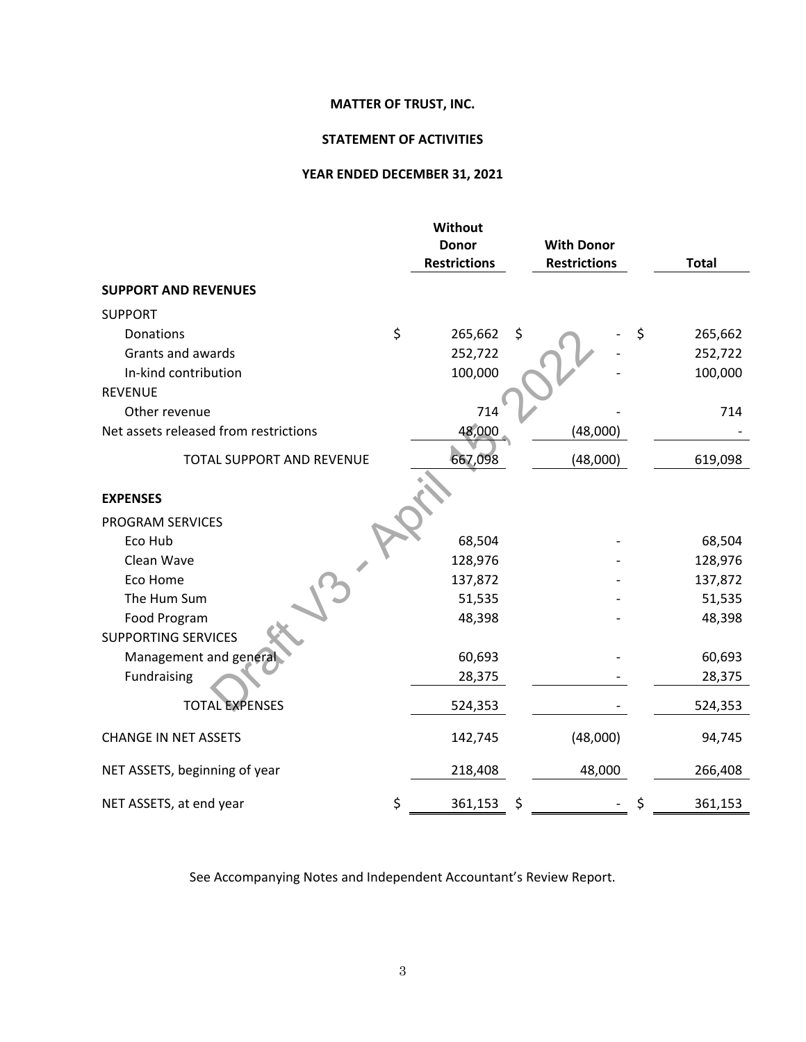# MATTER OF TRUST, INC.

## STATEMENT OF ACTIVITIES

### YEAR ENDED DECEMBER 31, 2021

| | Without Donor Restrictions | With Donor Restrictions | Total |
|---|---|---|---|
| **SUPPORT AND REVENUES** | | | |
| SUPPORT | | | |
| Donations | $ 265,662 | $ - | $ 265,662 |
| Grants and awards | 252,722 | - | 252,722 |
| In-kind contribution | 100,000 | - | 100,000 |
| REVENUE | | | |
| Other revenue | 714 | - | 714 |
| Net assets released from restrictions | 48,000 | (48,000) | - |
| TOTAL SUPPORT AND REVENUE | 667,098 | (48,000) | 619,098 |
| **EXPENSES** | | | |
| PROGRAM SERVICES | | | |
| Eco Hub | 68,504 | - | 68,504 |
| Clean Wave | 128,976 | - | 128,976 |
| Eco Home | 137,872 | - | 137,872 |
| The Hum Sum | 51,535 | - | 51,535 |
| Food Program | 48,398 | - | 48,398 |
| SUPPORTING SERVICES | | | |
| Management and general | 60,693 | - | 60,693 |
| Fundraising | 28,375 | - | 28,375 |
| TOTAL EXPENSES | 524,353 | - | 524,353 |
| CHANGE IN NET ASSETS | 142,745 | (48,000) | 94,745 |
| NET ASSETS, beginning of year | 218,408 | 48,000 | 266,408 |
| NET ASSETS, at end year | $ 361,153 | $ - | $ 361,153 |

See Accompanying Notes and Independent Accountant's Review Report.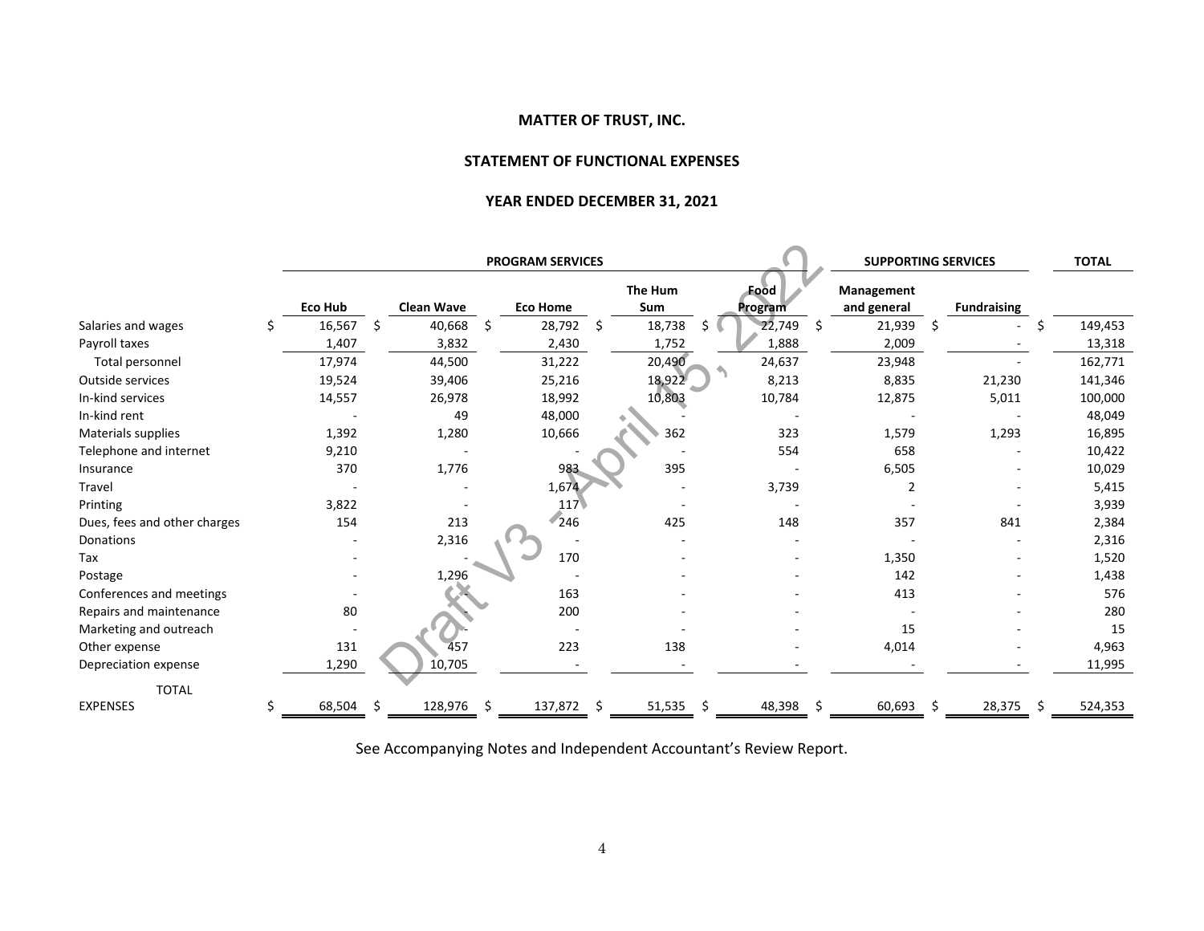**MATTER OF TRUST, INC.**

**STATEMENT OF FUNCTIONAL EXPENSES**

**YEAR ENDED DECEMBER 31, 2021**

| | PROGRAM SERVICES | | | | | SUPPORTING SERVICES | | TOTAL |
|---|---|---|---|---|---|---|---|---|
| | Eco Hub | Clean Wave | Eco Home | The Hum Sum | Food Program | Management and general | Fundraising | |
| Salaries and wages | $ 16,567 | $ 40,668 | $ 28,792 | $ 18,738 | $ 22,749 | $ 21,939 | $ - | $ 149,453 |
| Payroll taxes | 1,407 | 3,832 | 2,430 | 1,752 | 1,888 | 2,009 | - | 13,318 |
| Total personnel | 17,974 | 44,500 | 31,222 | 20,490 | 24,637 | 23,948 | - | 162,771 |
| Outside services | 19,524 | 39,406 | 25,216 | 18,922 | 8,213 | 8,835 | 21,230 | 141,346 |
| In-kind services | 14,557 | 26,978 | 18,992 | 10,803 | 10,784 | 12,875 | 5,011 | 100,000 |
| In-kind rent | - | 49 | 48,000 | - | - | - | - | 48,049 |
| Materials supplies | 1,392 | 1,280 | 10,666 | 362 | 323 | 1,579 | 1,293 | 16,895 |
| Telephone and internet | 9,210 | - | - | - | 554 | 658 | - | 10,422 |
| Insurance | 370 | 1,776 | 983 | 395 | - | 6,505 | - | 10,029 |
| Travel | - | - | 1,674 | - | 3,739 | 2 | - | 5,415 |
| Printing | 3,822 | - | 117 | - | - | - | - | 3,939 |
| Dues, fees and other charges | 154 | 213 | 246 | 425 | 148 | 357 | 841 | 2,384 |
| Donations | - | 2,316 | - | - | - | - | - | 2,316 |
| Tax | - | - | 170 | - | - | 1,350 | - | 1,520 |
| Postage | - | 1,296 | - | - | - | 142 | - | 1,438 |
| Conferences and meetings | - | - | 163 | - | - | 413 | - | 576 |
| Repairs and maintenance | 80 | - | 200 | - | - | - | - | 280 |
| Marketing and outreach | - | - | - | - | - | 15 | - | 15 |
| Other expense | 131 | 457 | 223 | 138 | - | 4,014 | - | 4,963 |
| Depreciation expense | 1,290 | 10,705 | - | - | - | - | - | 11,995 |
| TOTAL EXPENSES | $ 68,504 | $ 128,976 | $ 137,872 | $ 51,535 | $ 48,398 | $ 60,693 | $ 28,375 | $ 524,353 |

See Accompanying Notes and Independent Accountant's Review Report.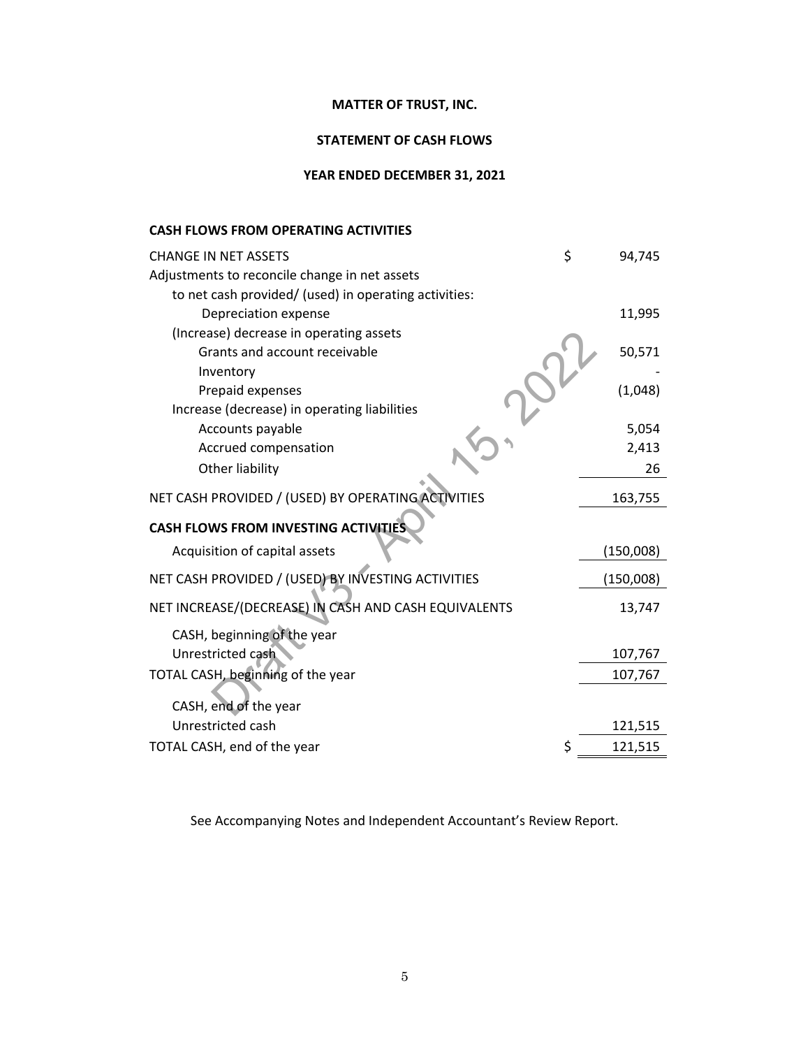**MATTER OF TRUST, INC.**

**STATEMENT OF CASH FLOWS**

**YEAR ENDED DECEMBER 31, 2021**

**CASH FLOWS FROM OPERATING ACTIVITIES**

| | | |
|---|---|---|
| CHANGE IN NET ASSETS | $ | 94,745 |
| Adjustments to reconcile change in net assets to net cash provided/ (used) in operating activities: | | |
| Depreciation expense | | 11,995 |
| (Increase) decrease in operating assets | | |
| Grants and account receivable | | 50,571 |
| Inventory | | - |
| Prepaid expenses | | (1,048) |
| Increase (decrease) in operating liabilities | | |
| Accounts payable | | 5,054 |
| Accrued compensation | | 2,413 |
| Other liability | | 26 |
| NET CASH PROVIDED / (USED) BY OPERATING ACTIVITIES | | 163,755 |
| **CASH FLOWS FROM INVESTING ACTIVITIES** | | |
| Acquisition of capital assets | | (150,008) |
| NET CASH PROVIDED / (USED) BY INVESTING ACTIVITIES | | (150,008) |
| NET INCREASE/(DECREASE) IN CASH AND CASH EQUIVALENTS | | 13,747 |
| CASH, beginning of the year | | |
| Unrestricted cash | | 107,767 |
| TOTAL CASH, beginning of the year | | 107,767 |
| CASH, end of the year | | |
| Unrestricted cash | | 121,515 |
| TOTAL CASH, end of the year | $ | 121,515 |

See Accompanying Notes and Independent Accountant's Review Report.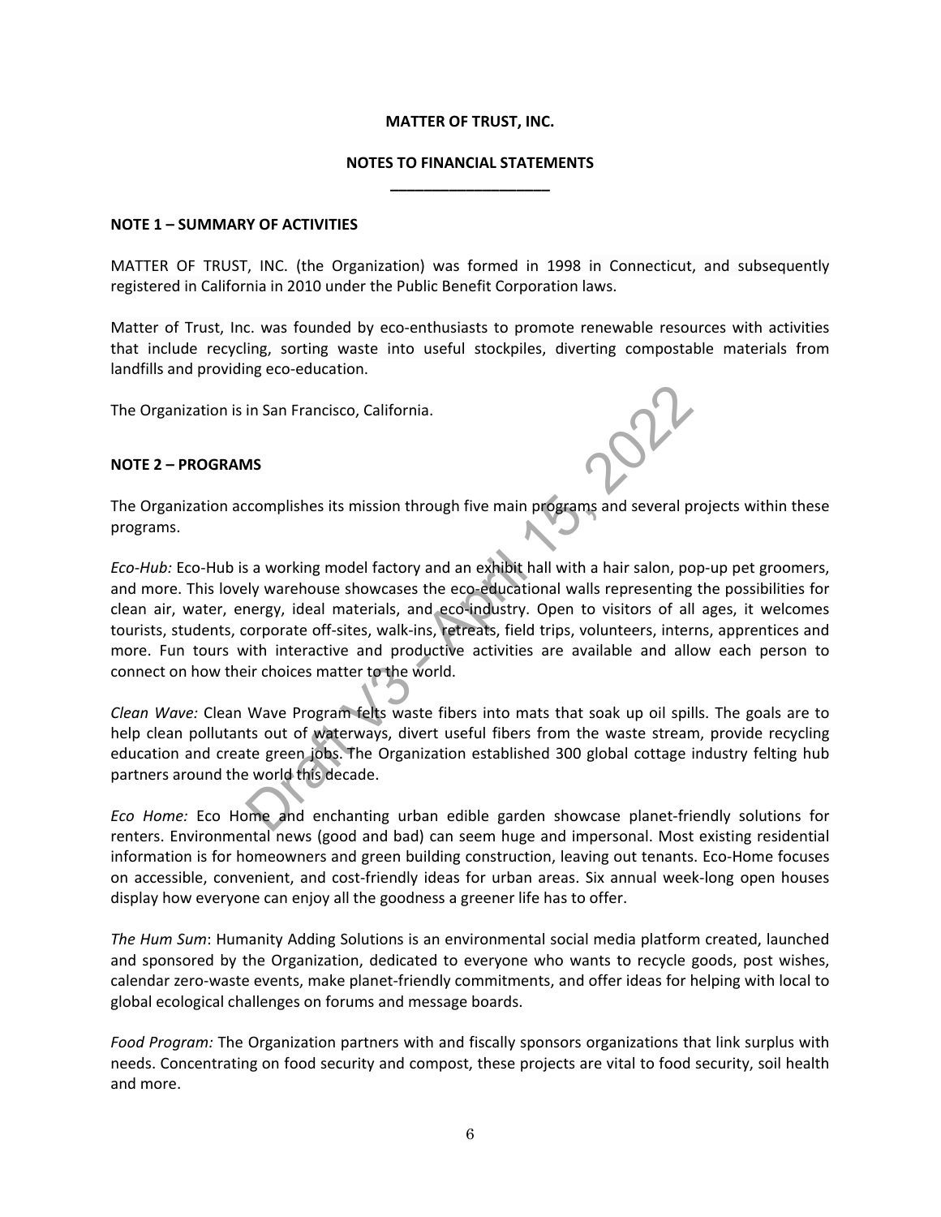**MATTER OF TRUST, INC.**

**NOTES TO FINANCIAL STATEMENTS**

**NOTE 1 – SUMMARY OF ACTIVITIES**

MATTER OF TRUST, INC. (the Organization) was formed in 1998 in Connecticut, and subsequently registered in California in 2010 under the Public Benefit Corporation laws.

Matter of Trust, Inc. was founded by eco-enthusiasts to promote renewable resources with activities that include recycling, sorting waste into useful stockpiles, diverting compostable materials from landfills and providing eco-education.

The Organization is in San Francisco, California.

**NOTE 2 – PROGRAMS**

The Organization accomplishes its mission through five main programs and several projects within these programs.

*Eco-Hub:* Eco-Hub is a working model factory and an exhibit hall with a hair salon, pop-up pet groomers, and more. This lovely warehouse showcases the eco-educational walls representing the possibilities for clean air, water, energy, ideal materials, and eco-industry. Open to visitors of all ages, it welcomes tourists, students, corporate off-sites, walk-ins, retreats, field trips, volunteers, interns, apprentices and more. Fun tours with interactive and productive activities are available and allow each person to connect on how their choices matter to the world.

*Clean Wave:* Clean Wave Program felts waste fibers into mats that soak up oil spills. The goals are to help clean pollutants out of waterways, divert useful fibers from the waste stream, provide recycling education and create green jobs. The Organization established 300 global cottage industry felting hub partners around the world this decade.

*Eco Home:* Eco Home and enchanting urban edible garden showcase planet-friendly solutions for renters. Environmental news (good and bad) can seem huge and impersonal. Most existing residential information is for homeowners and green building construction, leaving out tenants. Eco-Home focuses on accessible, convenient, and cost-friendly ideas for urban areas. Six annual week-long open houses display how everyone can enjoy all the goodness a greener life has to offer.

*The Hum Sum*: Humanity Adding Solutions is an environmental social media platform created, launched and sponsored by the Organization, dedicated to everyone who wants to recycle goods, post wishes, calendar zero-waste events, make planet-friendly commitments, and offer ideas for helping with local to global ecological challenges on forums and message boards.

*Food Program:* The Organization partners with and fiscally sponsors organizations that link surplus with needs. Concentrating on food security and compost, these projects are vital to food security, soil health and more.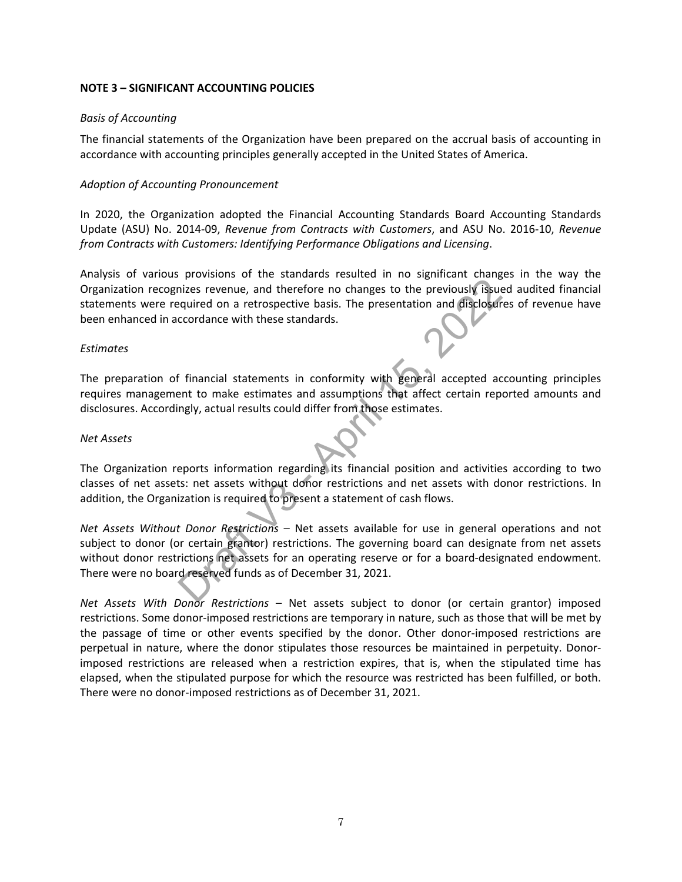**NOTE 3 – SIGNIFICANT ACCOUNTING POLICIES**

*Basis of Accounting*

The financial statements of the Organization have been prepared on the accrual basis of accounting in accordance with accounting principles generally accepted in the United States of America.

*Adoption of Accounting Pronouncement*

In 2020, the Organization adopted the Financial Accounting Standards Board Accounting Standards Update (ASU) No. 2014-09, *Revenue from Contracts with Customers*, and ASU No. 2016-10, *Revenue from Contracts with Customers: Identifying Performance Obligations and Licensing*.

Analysis of various provisions of the standards resulted in no significant changes in the way the Organization recognizes revenue, and therefore no changes to the previously issued audited financial statements were required on a retrospective basis. The presentation and disclosures of revenue have been enhanced in accordance with these standards.

*Estimates*

The preparation of financial statements in conformity with general accepted accounting principles requires management to make estimates and assumptions that affect certain reported amounts and disclosures. Accordingly, actual results could differ from those estimates.

*Net Assets*

The Organization reports information regarding its financial position and activities according to two classes of net assets: net assets without donor restrictions and net assets with donor restrictions. In addition, the Organization is required to present a statement of cash flows.

*Net Assets Without Donor Restrictions* – Net assets available for use in general operations and not subject to donor (or certain grantor) restrictions. The governing board can designate from net assets without donor restrictions net assets for an operating reserve or for a board-designated endowment. There were no board reserved funds as of December 31, 2021.

*Net Assets With Donor Restrictions* – Net assets subject to donor (or certain grantor) imposed restrictions. Some donor-imposed restrictions are temporary in nature, such as those that will be met by the passage of time or other events specified by the donor. Other donor-imposed restrictions are perpetual in nature, where the donor stipulates those resources be maintained in perpetuity. Donor-imposed restrictions are released when a restriction expires, that is, when the stipulated time has elapsed, when the stipulated purpose for which the resource was restricted has been fulfilled, or both. There were no donor-imposed restrictions as of December 31, 2021.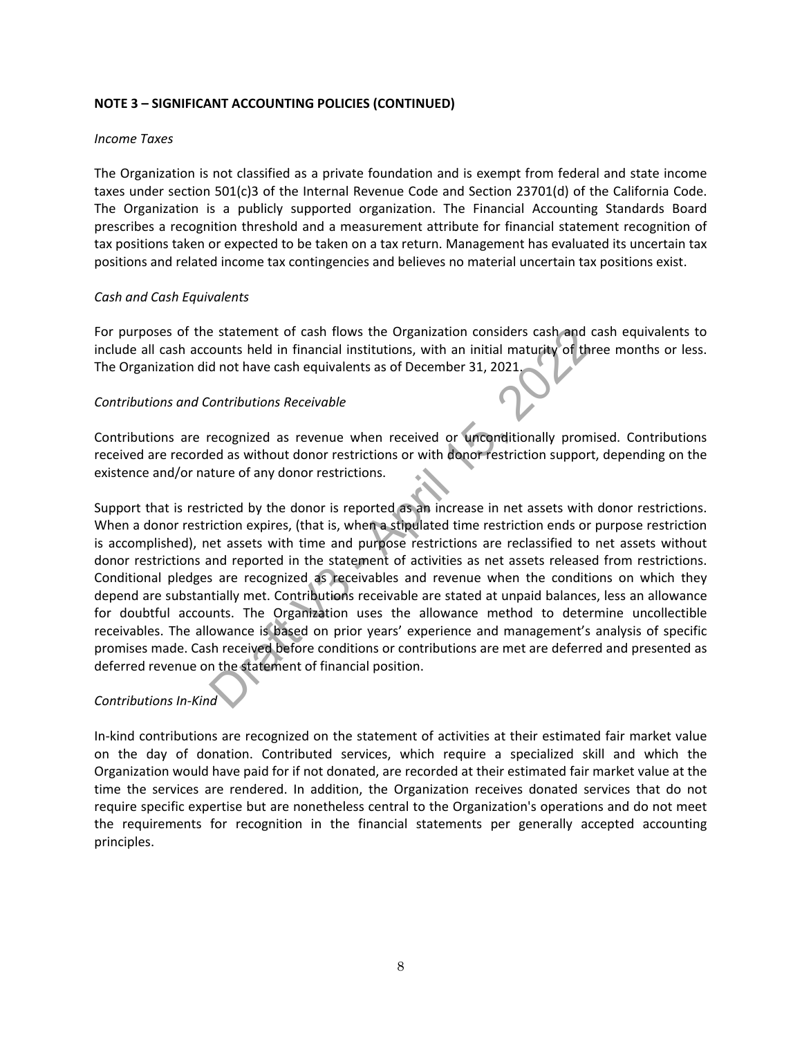**NOTE 3 – SIGNIFICANT ACCOUNTING POLICIES (CONTINUED)**

*Income Taxes*

The Organization is not classified as a private foundation and is exempt from federal and state income taxes under section 501(c)3 of the Internal Revenue Code and Section 23701(d) of the California Code. The Organization is a publicly supported organization. The Financial Accounting Standards Board prescribes a recognition threshold and a measurement attribute for financial statement recognition of tax positions taken or expected to be taken on a tax return. Management has evaluated its uncertain tax positions and related income tax contingencies and believes no material uncertain tax positions exist.

*Cash and Cash Equivalents*

For purposes of the statement of cash flows the Organization considers cash and cash equivalents to include all cash accounts held in financial institutions, with an initial maturity of three months or less. The Organization did not have cash equivalents as of December 31, 2021.

*Contributions and Contributions Receivable*

Contributions are recognized as revenue when received or unconditionally promised. Contributions received are recorded as without donor restrictions or with donor restriction support, depending on the existence and/or nature of any donor restrictions.

Support that is restricted by the donor is reported as an increase in net assets with donor restrictions. When a donor restriction expires, (that is, when a stipulated time restriction ends or purpose restriction is accomplished), net assets with time and purpose restrictions are reclassified to net assets without donor restrictions and reported in the statement of activities as net assets released from restrictions. Conditional pledges are recognized as receivables and revenue when the conditions on which they depend are substantially met. Contributions receivable are stated at unpaid balances, less an allowance for doubtful accounts. The Organization uses the allowance method to determine uncollectible receivables. The allowance is based on prior years' experience and management's analysis of specific promises made. Cash received before conditions or contributions are met are deferred and presented as deferred revenue on the statement of financial position.

*Contributions In-Kind*

In-kind contributions are recognized on the statement of activities at their estimated fair market value on the day of donation. Contributed services, which require a specialized skill and which the Organization would have paid for if not donated, are recorded at their estimated fair market value at the time the services are rendered. In addition, the Organization receives donated services that do not require specific expertise but are nonetheless central to the Organization's operations and do not meet the requirements for recognition in the financial statements per generally accepted accounting principles.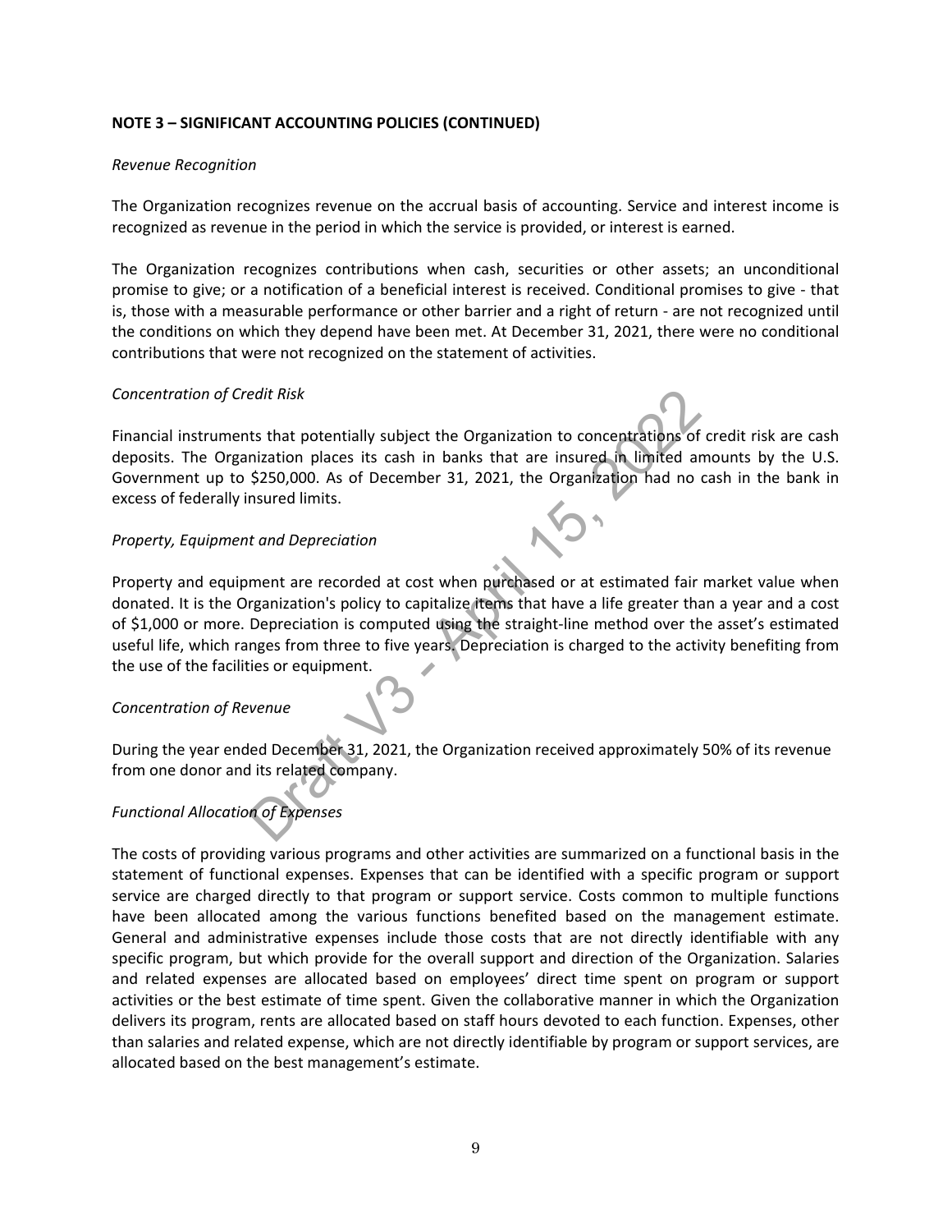**NOTE 3 – SIGNIFICANT ACCOUNTING POLICIES (CONTINUED)**

*Revenue Recognition*

The Organization recognizes revenue on the accrual basis of accounting. Service and interest income is recognized as revenue in the period in which the service is provided, or interest is earned.

The Organization recognizes contributions when cash, securities or other assets; an unconditional promise to give; or a notification of a beneficial interest is received. Conditional promises to give - that is, those with a measurable performance or other barrier and a right of return - are not recognized until the conditions on which they depend have been met. At December 31, 2021, there were no conditional contributions that were not recognized on the statement of activities.

*Concentration of Credit Risk*

Financial instruments that potentially subject the Organization to concentrations of credit risk are cash deposits. The Organization places its cash in banks that are insured in limited amounts by the U.S. Government up to $250,000. As of December 31, 2021, the Organization had no cash in the bank in excess of federally insured limits.

*Property, Equipment and Depreciation*

Property and equipment are recorded at cost when purchased or at estimated fair market value when donated. It is the Organization's policy to capitalize items that have a life greater than a year and a cost of $1,000 or more. Depreciation is computed using the straight-line method over the asset's estimated useful life, which ranges from three to five years. Depreciation is charged to the activity benefiting from the use of the facilities or equipment.

*Concentration of Revenue*

During the year ended December 31, 2021, the Organization received approximately 50% of its revenue from one donor and its related company.

*Functional Allocation of Expenses*

The costs of providing various programs and other activities are summarized on a functional basis in the statement of functional expenses. Expenses that can be identified with a specific program or support service are charged directly to that program or support service. Costs common to multiple functions have been allocated among the various functions benefited based on the management estimate. General and administrative expenses include those costs that are not directly identifiable with any specific program, but which provide for the overall support and direction of the Organization. Salaries and related expenses are allocated based on employees' direct time spent on program or support activities or the best estimate of time spent. Given the collaborative manner in which the Organization delivers its program, rents are allocated based on staff hours devoted to each function. Expenses, other than salaries and related expense, which are not directly identifiable by program or support services, are allocated based on the best management's estimate.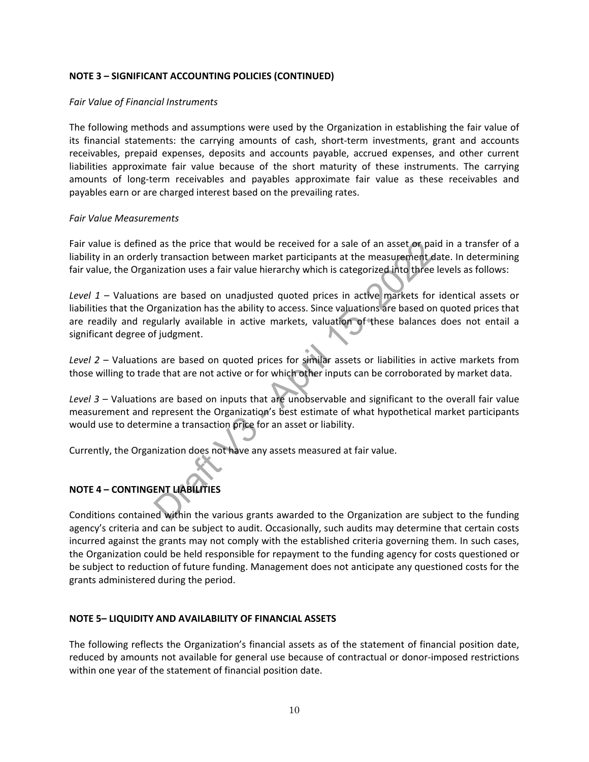## NOTE 3 – SIGNIFICANT ACCOUNTING POLICIES (CONTINUED)

*Fair Value of Financial Instruments*

The following methods and assumptions were used by the Organization in establishing the fair value of its financial statements: the carrying amounts of cash, short-term investments, grant and accounts receivables, prepaid expenses, deposits and accounts payable, accrued expenses, and other current liabilities approximate fair value because of the short maturity of these instruments. The carrying amounts of long-term receivables and payables approximate fair value as these receivables and payables earn or are charged interest based on the prevailing rates.

*Fair Value Measurements*

Fair value is defined as the price that would be received for a sale of an asset or paid in a transfer of a liability in an orderly transaction between market participants at the measurement date. In determining fair value, the Organization uses a fair value hierarchy which is categorized into three levels as follows:

*Level 1* – Valuations are based on unadjusted quoted prices in active markets for identical assets or liabilities that the Organization has the ability to access. Since valuations are based on quoted prices that are readily and regularly available in active markets, valuation of these balances does not entail a significant degree of judgment.

*Level 2* – Valuations are based on quoted prices for similar assets or liabilities in active markets from those willing to trade that are not active or for which other inputs can be corroborated by market data.

*Level 3* – Valuations are based on inputs that are unobservable and significant to the overall fair value measurement and represent the Organization's best estimate of what hypothetical market participants would use to determine a transaction price for an asset or liability.

Currently, the Organization does not have any assets measured at fair value.

## NOTE 4 – CONTINGENT LIABILITIES

Conditions contained within the various grants awarded to the Organization are subject to the funding agency's criteria and can be subject to audit. Occasionally, such audits may determine that certain costs incurred against the grants may not comply with the established criteria governing them. In such cases, the Organization could be held responsible for repayment to the funding agency for costs questioned or be subject to reduction of future funding. Management does not anticipate any questioned costs for the grants administered during the period.

## NOTE 5– LIQUIDITY AND AVAILABILITY OF FINANCIAL ASSETS

The following reflects the Organization's financial assets as of the statement of financial position date, reduced by amounts not available for general use because of contractual or donor-imposed restrictions within one year of the statement of financial position date.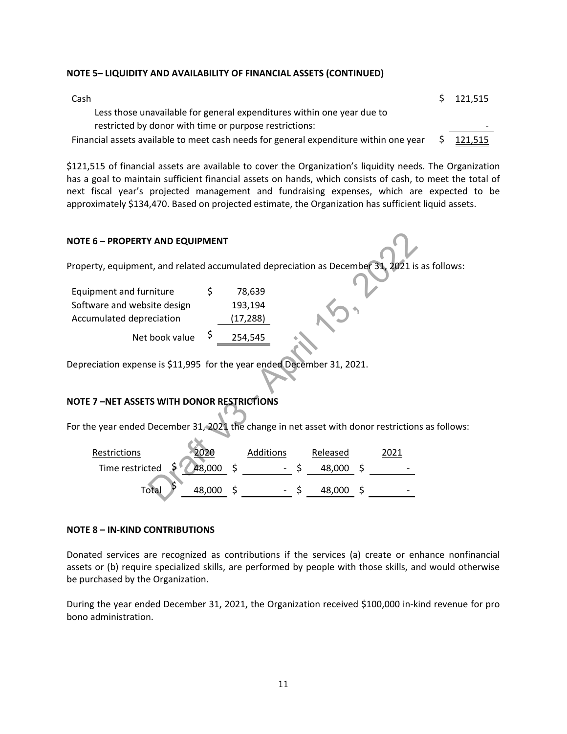**NOTE 5– LIQUIDITY AND AVAILABILITY OF FINANCIAL ASSETS (CONTINUED)**

| | |
|---|---|
| Cash | $ 121,515 |
| Less those unavailable for general expenditures within one year due to restricted by donor with time or purpose restrictions: | - |
| Financial assets available to meet cash needs for general expenditure within one year | $ 121,515 |

$121,515 of financial assets are available to cover the Organization's liquidity needs. The Organization has a goal to maintain sufficient financial assets on hands, which consists of cash, to meet the total of next fiscal year's projected management and fundraising expenses, which are expected to be approximately $134,470. Based on projected estimate, the Organization has sufficient liquid assets.

**NOTE 6 – PROPERTY AND EQUIPMENT**

Property, equipment, and related accumulated depreciation as December 31, 2021 is as follows:

| | |
|---|---|
| Equipment and furniture | $ 78,639 |
| Software and website design | 193,194 |
| Accumulated depreciation | (17,288) |
| Net book value | $ 254,545 |

Depreciation expense is $11,995 for the year ended December 31, 2021.

**NOTE 7 –NET ASSETS WITH DONOR RESTRICTIONS**

For the year ended December 31, 2021 the change in net asset with donor restrictions as follows:

| Restrictions | 2020 | Additions | Released | 2021 |
|---|---|---|---|---|
| Time restricted | $ 48,000 | $ - | $ 48,000 | $ - |
| Total | $ 48,000 | $ - | $ 48,000 | $ - |

**NOTE 8 – IN-KIND CONTRIBUTIONS**

Donated services are recognized as contributions if the services (a) create or enhance nonfinancial assets or (b) require specialized skills, are performed by people with those skills, and would otherwise be purchased by the Organization.

During the year ended December 31, 2021, the Organization received $100,000 in-kind revenue for pro bono administration.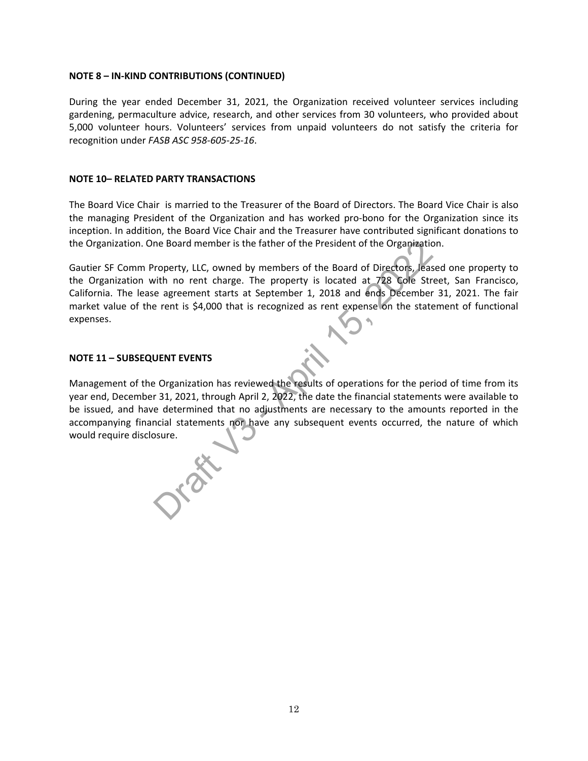**NOTE 8 – IN-KIND CONTRIBUTIONS (CONTINUED)**

During the year ended December 31, 2021, the Organization received volunteer services including gardening, permaculture advice, research, and other services from 30 volunteers, who provided about 5,000 volunteer hours. Volunteers' services from unpaid volunteers do not satisfy the criteria for recognition under *FASB ASC 958-605-25-16*.

**NOTE 10– RELATED PARTY TRANSACTIONS**

The Board Vice Chair is married to the Treasurer of the Board of Directors. The Board Vice Chair is also the managing President of the Organization and has worked pro-bono for the Organization since its inception. In addition, the Board Vice Chair and the Treasurer have contributed significant donations to the Organization. One Board member is the father of the President of the Organization.

Gautier SF Comm Property, LLC, owned by members of the Board of Directors, leased one property to the Organization with no rent charge. The property is located at 728 Cole Street, San Francisco, California. The lease agreement starts at September 1, 2018 and ends December 31, 2021. The fair market value of the rent is $4,000 that is recognized as rent expense on the statement of functional expenses.

**NOTE 11 – SUBSEQUENT EVENTS**

Management of the Organization has reviewed the results of operations for the period of time from its year end, December 31, 2021, through April 2, 2022, the date the financial statements were available to be issued, and have determined that no adjustments are necessary to the amounts reported in the accompanying financial statements nor have any subsequent events occurred, the nature of which would require disclosure.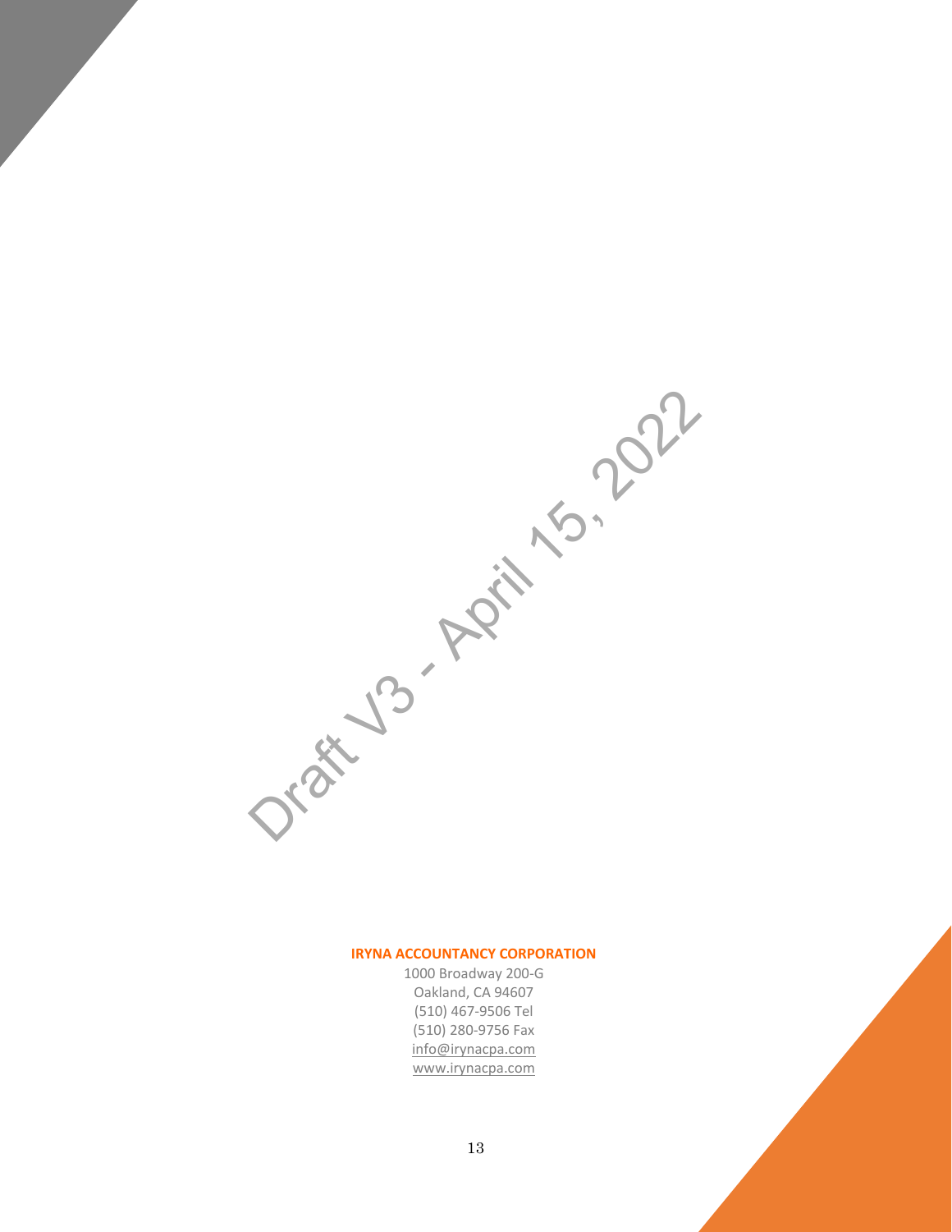Draft V3 - April 15, 2022

**IRYNA ACCOUNTANCY CORPORATION**

1000 Broadway 200-G
Oakland, CA 94607
(510) 467-9506 Tel
(510) 280-9756 Fax
info@irynacpa.com
www.irynacpa.com